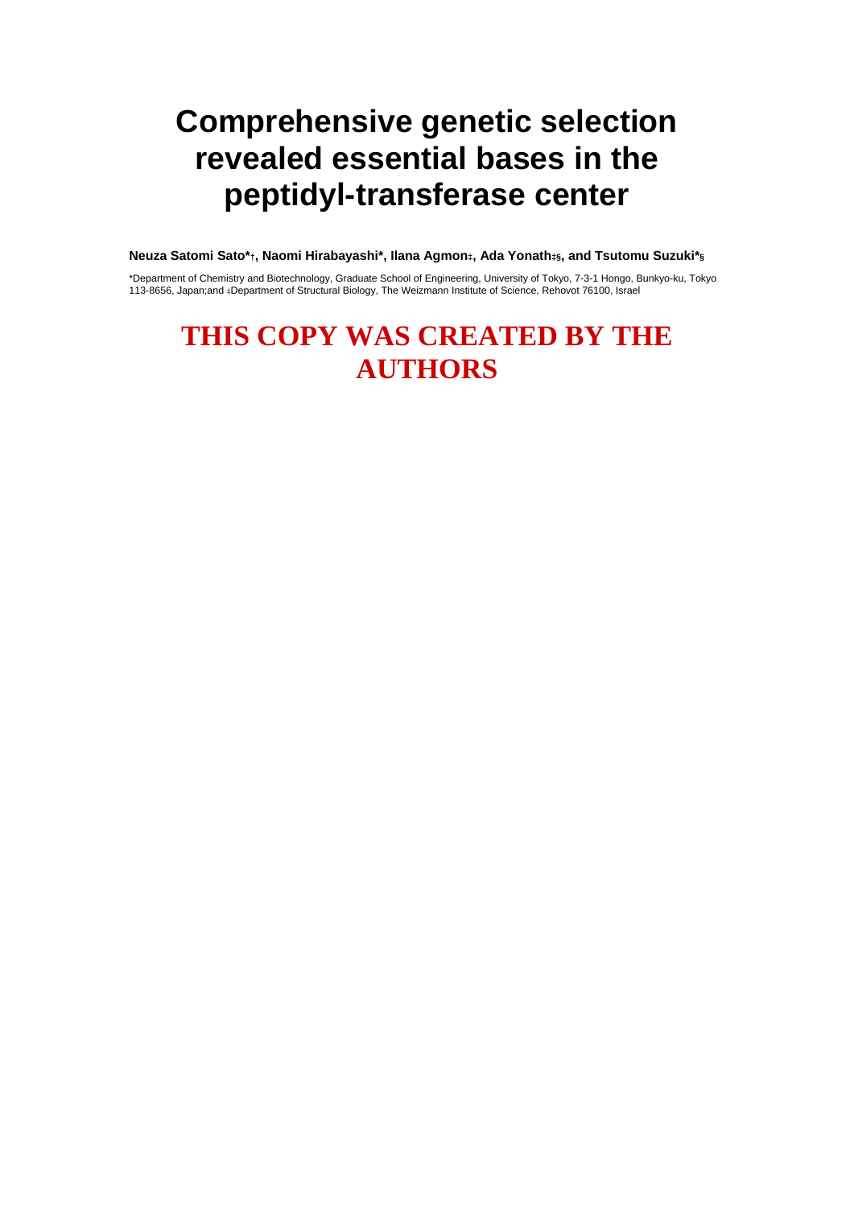# Comprehensive genetic selection revealed essential bases in the peptidyl-transferase center

**Neuza Satomi Sato*†, Naomi Hirabayashi*, Ilana Agmon‡, Ada Yonath‡§, and Tsutomu Suzuki*§**

*Department of Chemistry and Biotechnology, Graduate School of Engineering, University of Tokyo, 7-3-1 Hongo, Bunkyo-ku, Tokyo 113-8656, Japan;and ‡Department of Structural Biology, The Weizmann Institute of Science, Rehovot 76100, Israel

## THIS COPY WAS CREATED BY THE AUTHORS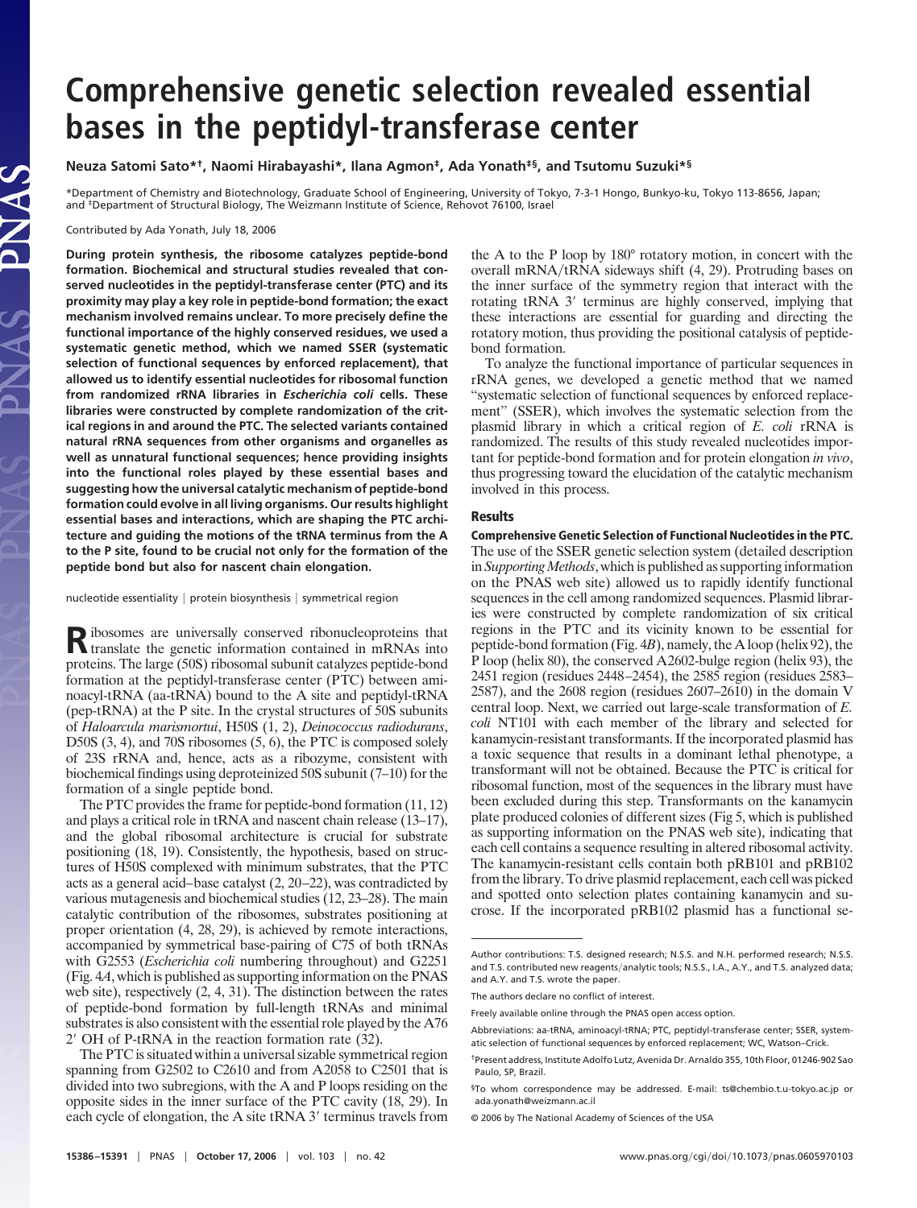# Comprehensive genetic selection revealed essential bases in the peptidyl-transferase center

**Neuza Satomi Sato*†, Naomi Hirabayashi*, Ilana Agmon‡, Ada Yonath‡§, and Tsutomu Suzuki*§**

*Department of Chemistry and Biotechnology, Graduate School of Engineering, University of Tokyo, 7-3-1 Hongo, Bunkyo-ku, Tokyo 113-8656, Japan; and ‡Department of Structural Biology, The Weizmann Institute of Science, Rehovot 76100, Israel

Contributed by Ada Yonath, July 18, 2006

**During protein synthesis, the ribosome catalyzes peptide-bond formation. Biochemical and structural studies revealed that conserved nucleotides in the peptidyl-transferase center (PTC) and its proximity may play a key role in peptide-bond formation; the exact mechanism involved remains unclear. To more precisely define the functional importance of the highly conserved residues, we used a systematic genetic method, which we named SSER (systematic selection of functional sequences by enforced replacement), that allowed us to identify essential nucleotides for ribosomal function from randomized rRNA libraries in *Escherichia coli* cells. These libraries were constructed by complete randomization of the critical regions in and around the PTC. The selected variants contained natural rRNA sequences from other organisms and organelles as well as unnatural functional sequences; hence providing insights into the functional roles played by these essential bases and suggesting how the universal catalytic mechanism of peptide-bond formation could evolve in all living organisms. Our results highlight essential bases and interactions, which are shaping the PTC architecture and guiding the motions of the tRNA terminus from the A to the P site, found to be crucial not only for the formation of the peptide bond but also for nascent chain elongation.**

nucleotide essentiality | protein biosynthesis | symmetrical region

Ribosomes are universally conserved ribonucleoproteins that translate the genetic information contained in mRNAs into proteins. The large (50S) ribosomal subunit catalyzes peptide-bond formation at the peptidyl-transferase center (PTC) between aminoacyl-tRNA (aa-tRNA) bound to the A site and peptidyl-tRNA (pep-tRNA) at the P site. In the crystal structures of 50S subunits of *Haloarcula marismortui*, H50S (1, 2), *Deinococcus radiodurans*, D50S (3, 4), and 70S ribosomes (5, 6), the PTC is composed solely of 23S rRNA and, hence, acts as a ribozyme, consistent with biochemical findings using deproteinized 50S subunit (7–10) for the formation of a single peptide bond.

The PTC provides the frame for peptide-bond formation (11, 12) and plays a critical role in tRNA and nascent chain release (13–17), and the global ribosomal architecture is crucial for substrate positioning (18, 19). Consistently, the hypothesis, based on structures of H50S complexed with minimum substrates, that the PTC acts as a general acid–base catalyst (2, 20–22), was contradicted by various mutagenesis and biochemical studies (12, 23–28). The main catalytic contribution of the ribosomes, substrates positioning at proper orientation (4, 28, 29), is achieved by remote interactions, accompanied by symmetrical base-pairing of C75 of both tRNAs with G2553 (*Escherichia coli* numbering throughout) and G2251 (Fig. 4*A*, which is published as supporting information on the PNAS web site), respectively (2, 4, 31). The distinction between the rates of peptide-bond formation by full-length tRNAs and minimal substrates is also consistent with the essential role played by the A76 2′ OH of P-tRNA in the reaction formation rate (32).

The PTC is situated within a universal sizable symmetrical region spanning from G2502 to C2610 and from A2058 to C2501 that is divided into two subregions, with the A and P loops residing on the opposite sides in the inner surface of the PTC cavity (18, 29). In each cycle of elongation, the A site tRNA 3′ terminus travels from the A to the P loop by 180° rotatory motion, in concert with the overall mRNA/tRNA sideways shift (4, 29). Protruding bases on the inner surface of the symmetry region that interact with the rotating tRNA 3′ terminus are highly conserved, implying that these interactions are essential for guarding and directing the rotatory motion, thus providing the positional catalysis of peptide-bond formation.

To analyze the functional importance of particular sequences in rRNA genes, we developed a genetic method that we named "systematic selection of functional sequences by enforced replacement" (SSER), which involves the systematic selection from the plasmid library in which a critical region of *E. coli* rRNA is randomized. The results of this study revealed nucleotides important for peptide-bond formation and for protein elongation *in vivo*, thus progressing toward the elucidation of the catalytic mechanism involved in this process.

## Results

**Comprehensive Genetic Selection of Functional Nucleotides in the PTC.** The use of the SSER genetic selection system (detailed description in *Supporting Methods*, which is published as supporting information on the PNAS web site) allowed us to rapidly identify functional sequences in the cell among randomized sequences. Plasmid libraries were constructed by complete randomization of six critical regions in the PTC and its vicinity known to be essential for peptide-bond formation (Fig. 4*B*), namely, the A loop (helix 92), the P loop (helix 80), the conserved A2602-bulge region (helix 93), the 2451 region (residues 2448–2454), the 2585 region (residues 2583–2587), and the 2608 region (residues 2607–2610) in the domain V central loop. Next, we carried out large-scale transformation of *E. coli* NT101 with each member of the library and selected for kanamycin-resistant transformants. If the incorporated plasmid has a toxic sequence that results in a dominant lethal phenotype, a transformant will not be obtained. Because the PTC is critical for ribosomal function, most of the sequences in the library must have been excluded during this step. Transformants on the kanamycin plate produced colonies of different sizes (Fig 5, which is published as supporting information on the PNAS web site), indicating that each cell contains a sequence resulting in altered ribosomal activity. The kanamycin-resistant cells contain both pRB101 and pRB102 from the library. To drive plasmid replacement, each cell was picked and spotted onto selection plates containing kanamycin and sucrose. If the incorporated pRB102 plasmid has a functional se-

---

Author contributions: T.S. designed research; N.S.S. and N.H. performed research; N.S.S. and T.S. contributed new reagents/analytic tools; N.S.S., I.A., A.Y., and T.S. analyzed data; and A.Y. and T.S. wrote the paper.

The authors declare no conflict of interest.

Freely available online through the PNAS open access option.

Abbreviations: aa-tRNA, aminoacyl-tRNA; PTC, peptidyl-transferase center; SSER, systematic selection of functional sequences by enforced replacement; WC, Watson–Crick.

†Present address, Institute Adolfo Lutz, Avenida Dr. Arnaldo 355, 10th Floor, 01246-902 Sao Paulo, SP, Brazil.

§To whom correspondence may be addressed. E-mail: ts@chembio.t.u-tokyo.ac.jp or ada.yonath@weizmann.ac.il

© 2006 by The National Academy of Sciences of the USA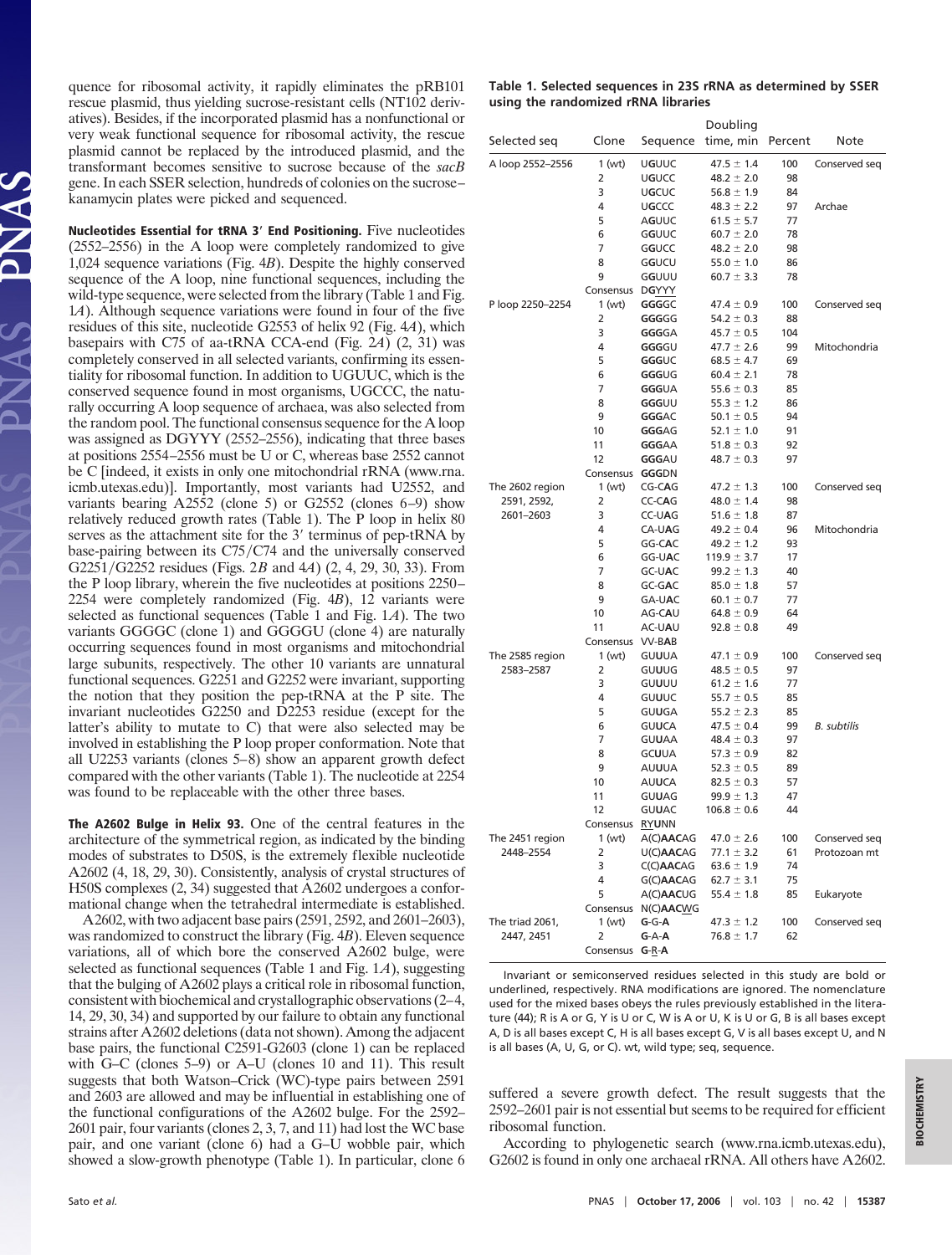quence for ribosomal activity, it rapidly eliminates the pRB101 rescue plasmid, thus yielding sucrose-resistant cells (NT102 derivatives). Besides, if the incorporated plasmid has a nonfunctional or very weak functional sequence for ribosomal activity, the rescue plasmid cannot be replaced by the introduced plasmid, and the transformant becomes sensitive to sucrose because of the *sacB* gene. In each SSER selection, hundreds of colonies on the sucrose–kanamycin plates were picked and sequenced.

**Nucleotides Essential for tRNA 3′ End Positioning.** Five nucleotides (2552–2556) in the A loop were completely randomized to give 1,024 sequence variations (Fig. 4*B*). Despite the highly conserved sequence of the A loop, nine functional sequences, including the wild-type sequence, were selected from the library (Table 1 and Fig. 1*A*). Although sequence variations were found in four of the five residues of this site, nucleotide G2553 of helix 92 (Fig. 4*A*), which basepairs with C75 of aa-tRNA CCA-end (Fig. 2*A*) (2, 31) was completely conserved in all selected variants, confirming its essentiality for ribosomal function. In addition to UGUUC, which is the conserved sequence found in most organisms, UGCCC, the naturally occurring A loop sequence of archaea, was also selected from the random pool. The functional consensus sequence for the A loop was assigned as DGYYY (2552–2556), indicating that three bases at positions 2554–2556 must be U or C, whereas base 2552 cannot be C [indeed, it exists in only one mitochondrial rRNA (www.rna.icmb.utexas.edu)]. Importantly, most variants had U2552, and variants bearing A2552 (clone 5) or G2552 (clones 6–9) show relatively reduced growth rates (Table 1). The P loop in helix 80 serves as the attachment site for the 3′ terminus of pep-tRNA by base-pairing between its C75/C74 and the universally conserved G2251/G2252 residues (Figs. 2*B* and 4*A*) (2, 4, 29, 30, 33). From the P loop library, wherein the five nucleotides at positions 2250–2254 were completely randomized (Fig. 4*B*), 12 variants were selected as functional sequences (Table 1 and Fig. 1*A*). The two variants GGGGC (clone 1) and GGGGU (clone 4) are naturally occurring sequences found in most organisms and mitochondrial large subunits, respectively. The other 10 variants are unnatural functional sequences. G2251 and G2252 were invariant, supporting the notion that they position the pep-tRNA at the P site. The invariant nucleotides G2250 and D2253 residue (except for the latter's ability to mutate to C) that were also selected may be involved in establishing the P loop proper conformation. Note that all U2253 variants (clones 5–8) show an apparent growth defect compared with the other variants (Table 1). The nucleotide at 2254 was found to be replaceable with the other three bases.

**The A2602 Bulge in Helix 93.** One of the central features in the architecture of the symmetrical region, as indicated by the binding modes of substrates to D50S, is the extremely flexible nucleotide A2602 (4, 18, 29, 30). Consistently, analysis of crystal structures of H50S complexes (2, 34) suggested that A2602 undergoes a conformational change when the tetrahedral intermediate is established.

A2602, with two adjacent base pairs (2591, 2592, and 2601–2603), was randomized to construct the library (Fig. 4*B*). Eleven sequence variations, all of which bore the conserved A2602 bulge, were selected as functional sequences (Table 1 and Fig. 1*A*), suggesting that the bulging of A2602 plays a critical role in ribosomal function, consistent with biochemical and crystallographic observations (2–4, 14, 29, 30, 34) and supported by our failure to obtain any functional strains after A2602 deletions (data not shown). Among the adjacent base pairs, the functional C2591-G2603 (clone 1) can be replaced with G–C (clones 5–9) or A–U (clones 10 and 11). This result suggests that both Watson–Crick (WC)-type pairs between 2591 and 2603 are allowed and may be influential in establishing one of the functional configurations of the A2602 bulge. For the 2592–2601 pair, four variants (clones 2, 3, 7, and 11) had lost the WC base pair, and one variant (clone 6) had a G–U wobble pair, which showed a slow-growth phenotype (Table 1). In particular, clone 6 suffered a severe growth defect. The result suggests that the 2592–2601 pair is not essential but seems to be required for efficient ribosomal function.

According to phylogenetic search (www.rna.icmb.utexas.edu), G2602 is found in only one archaeal rRNA. All others have A2602.

**Table 1. Selected sequences in 23S rRNA as determined by SSER using the randomized rRNA libraries**

| Selected seq | Clone | Sequence | Doubling time, min | Percent | Note |
|---|---|---|---|---|---|
| A loop 2552–2556 | 1 (wt) | UGUUC | 47.5 ± 1.4 | 100 | Conserved seq |
| | 2 | UGUCC | 48.2 ± 2.0 | 98 | |
| | 3 | UGCUC | 56.8 ± 1.9 | 84 | |
| | 4 | UGCCC | 48.3 ± 2.2 | 97 | Archae |
| | 5 | AGUUC | 61.5 ± 5.7 | 77 | |
| | 6 | GGUUC | 60.7 ± 2.0 | 78 | |
| | 7 | GGUCC | 48.2 ± 2.0 | 98 | |
| | 8 | GGUCU | 55.0 ± 1.0 | 86 | |
| | 9 | GGUUU | 60.7 ± 3.3 | 78 | |
| | Consensus | DGYYY | | | |
| P loop 2250–2254 | 1 (wt) | GGGGC | 47.4 ± 0.9 | 100 | Conserved seq |
| | 2 | GGGGG | 54.2 ± 0.3 | 88 | |
| | 3 | GGGGA | 45.7 ± 0.5 | 104 | |
| | 4 | GGGGU | 47.7 ± 2.6 | 99 | Mitochondria |
| | 5 | GGGUC | 68.5 ± 4.7 | 69 | |
| | 6 | GGGUG | 60.4 ± 2.1 | 78 | |
| | 7 | GGGUA | 55.6 ± 0.3 | 85 | |
| | 8 | GGGUU | 55.3 ± 1.2 | 86 | |
| | 9 | GGGAC | 50.1 ± 0.5 | 94 | |
| | 10 | GGGAG | 52.1 ± 1.0 | 91 | |
| | 11 | GGGAA | 51.8 ± 0.3 | 92 | |
| | 12 | GGGAU | 48.7 ± 0.3 | 97 | |
| | Consensus | GGGDN | | | |
| The 2602 region 2591, 2592, 2601–2603 | 1 (wt) | CG-CAG | 47.2 ± 1.3 | 100 | Conserved seq |
| | 2 | CC-CAG | 48.0 ± 1.4 | 98 | |
| | 3 | CC-UAG | 51.6 ± 1.8 | 87 | |
| | 4 | CA-UAG | 49.2 ± 0.4 | 96 | Mitochondria |
| | 5 | GG-CAC | 49.2 ± 1.2 | 93 | |
| | 6 | GG-UAC | 119.9 ± 3.7 | 17 | |
| | 7 | GC-UAC | 99.2 ± 1.3 | 40 | |
| | 8 | GC-GAC | 85.0 ± 1.8 | 57 | |
| | 9 | GA-UAC | 60.1 ± 0.7 | 77 | |
| | 10 | AG-CAU | 64.8 ± 0.9 | 64 | |
| | 11 | AC-UAU | 92.8 ± 0.8 | 49 | |
| | Consensus | VV-BAB | | | |
| The 2585 region 2583–2587 | 1 (wt) | GUUUA | 47.1 ± 0.9 | 100 | Conserved seq |
| | 2 | GUUUG | 48.5 ± 0.5 | 97 | |
| | 3 | GUUUU | 61.2 ± 1.6 | 77 | |
| | 4 | GUUUC | 55.7 ± 0.5 | 85 | |
| | 5 | GUUGA | 55.2 ± 2.3 | 85 | |
| | 6 | GUUCA | 47.5 ± 0.4 | 99 | *B. subtilis* |
| | 7 | GUUAA | 48.4 ± 0.3 | 97 | |
| | 8 | GCUUA | 57.3 ± 0.9 | 82 | |
| | 9 | AUUUA | 52.3 ± 0.5 | 89 | |
| | 10 | AUUCA | 82.5 ± 0.3 | 57 | |
| | 11 | GUUAG | 99.9 ± 1.3 | 47 | |
| | 12 | GUUAC | 106.8 ± 0.6 | 44 | |
| | Consensus | RYUNN | | | |
| The 2451 region 2448–2554 | 1 (wt) | A(C)AACAG | 47.0 ± 2.6 | 100 | Conserved seq |
| | 2 | U(C)AACAG | 77.1 ± 3.2 | 61 | Protozoan mt |
| | 3 | C(C)AACAG | 63.6 ± 1.9 | 74 | |
| | 4 | G(C)AACAG | 62.7 ± 3.1 | 75 | |
| | 5 | A(C)AACUG | 55.4 ± 1.8 | 85 | Eukaryote |
| | Consensus | N(C)AACWG | | | |
| The triad 2061, 2447, 2451 | 1 (wt) | G-G-A | 47.3 ± 1.2 | 100 | Conserved seq |
| | 2 | G-A-A | 76.8 ± 1.7 | 62 | |
| | Consensus | G-R-A | | | |

Invariant or semiconserved residues selected in this study are bold or underlined, respectively. RNA modifications are ignored. The nomenclature used for the mixed bases obeys the rules previously established in the literature (44); R is A or G, Y is U or C, W is A or U, K is U or G, B is all bases except A, D is all bases except C, H is all bases except G, V is all bases except U, and N is all bases (A, U, G, or C). wt, wild type; seq, sequence.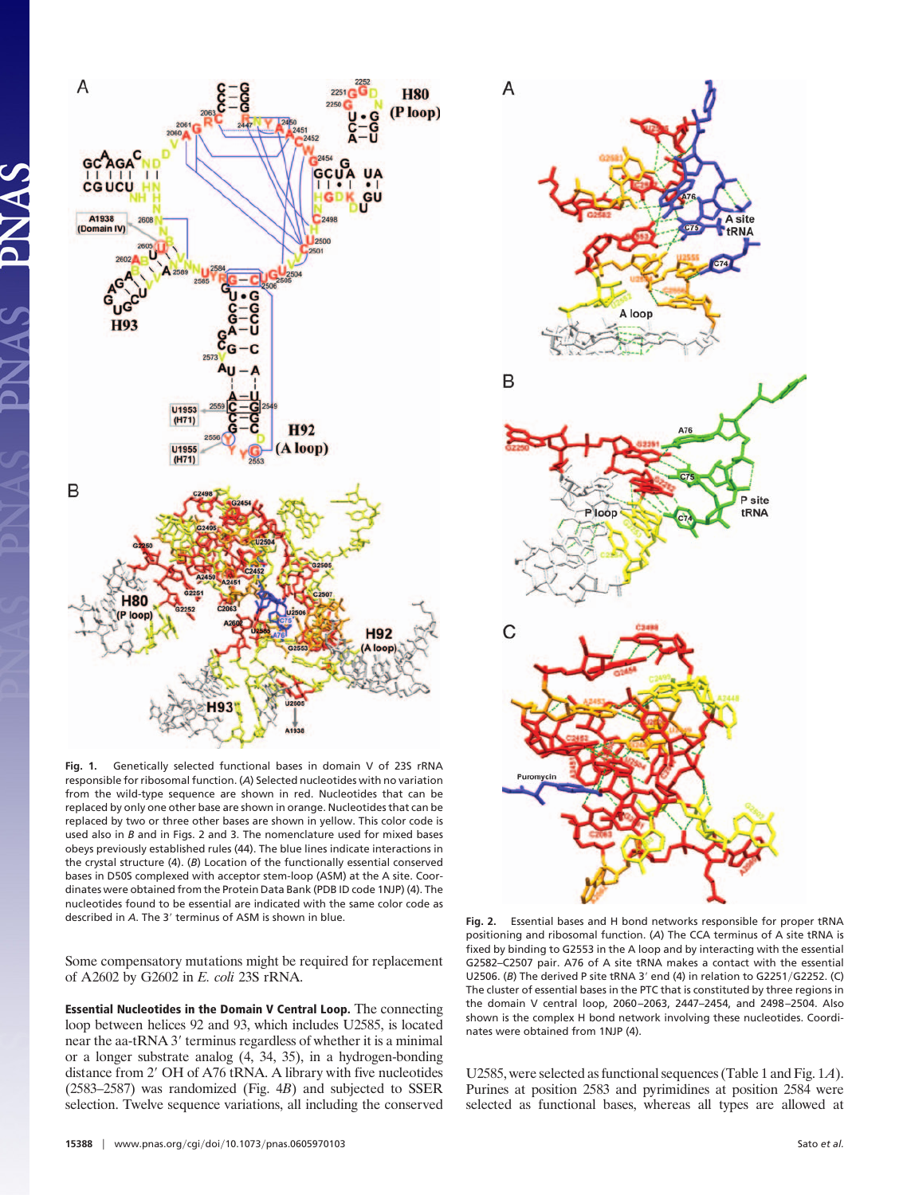**Fig. 1.** Genetically selected functional bases in domain V of 23S rRNA responsible for ribosomal function. (*A*) Selected nucleotides with no variation from the wild-type sequence are shown in red. Nucleotides that can be replaced by only one other base are shown in orange. Nucleotides that can be replaced by two or three other bases are shown in yellow. This color code is used also in *B* and in Figs. 2 and 3. The nomenclature used for mixed bases obeys previously established rules (44). The blue lines indicate interactions in the crystal structure (4). (*B*) Location of the functionally essential conserved bases in D50S complexed with acceptor stem-loop (ASM) at the A site. Coordinates were obtained from the Protein Data Bank (PDB ID code 1NJP) (4). The nucleotides found to be essential are indicated with the same color code as described in *A*. The 3′ terminus of ASM is shown in blue.

**Fig. 2.** Essential bases and H bond networks responsible for proper tRNA positioning and ribosomal function. (*A*) The CCA terminus of A site tRNA is fixed by binding to G2553 in the A loop and by interacting with the essential U2506. A76 of A site tRNA makes a contact with the essential G2582–C2507 pair. (*B*) The derived P site tRNA 3′ end (4) in relation to G2251/G2252. (*C*) The cluster of essential bases in the PTC that is constituted by three regions in the domain V central loop, 2060–2063, 2447–2454, and 2498–2504. Also shown is the complex H bond network involving these nucleotides. Coordinates were obtained from 1NJP (4).

Some compensatory mutations might be required for replacement of A2602 by G2602 in *E. coli* 23S rRNA.

**Essential Nucleotides in the Domain V Central Loop.** The connecting loop between helices 92 and 93, which includes U2585, is located near the aa-tRNA 3′ terminus regardless of whether it is a minimal or a longer substrate analog (4, 34, 35), in a hydrogen-bonding distance from 2′ OH of A76 tRNA. A library with five nucleotides (2583–2587) was randomized (Fig. 4*B*) and subjected to SSER selection. Twelve sequence variations, all including the conserved U2585, were selected as functional sequences (Table 1 and Fig. 1*A*). Purines at position 2583 and pyrimidines at position 2584 were selected as functional bases, whereas all types are allowed at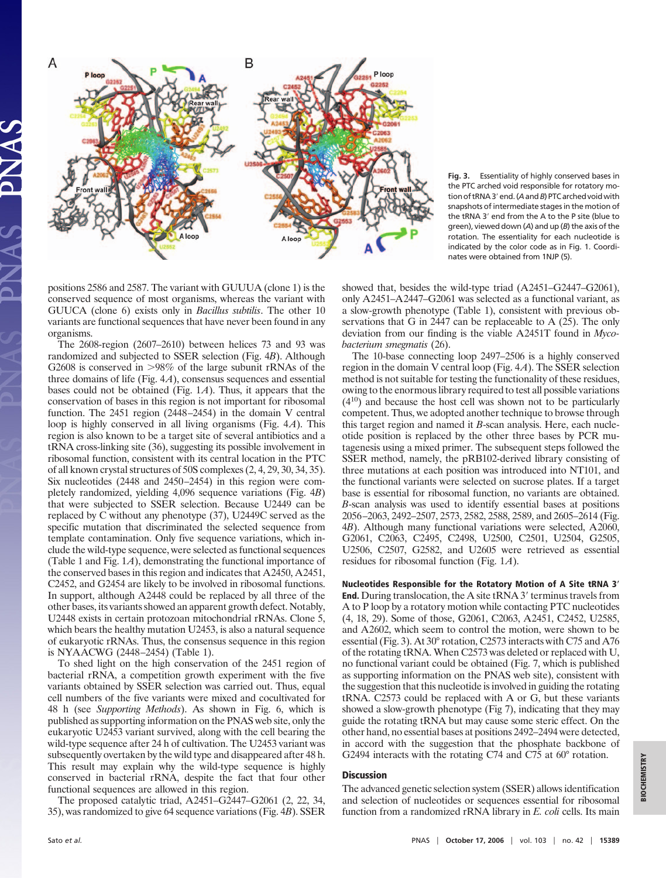Fig. 3. Essentiality of highly conserved bases in the PTC arched void responsible for rotatory motion of tRNA 3′ end. (*A* and *B*) PTC arched void with snapshots of intermediate stages in the motion of the tRNA 3′ end from the A to the P site (blue to green), viewed down (*A*) and up (*B*) the axis of the rotation. The essentiality for each nucleotide is indicated by the color code as in Fig. 1. Coordinates were obtained from 1NJP (5).

positions 2586 and 2587. The variant with GUUUA (clone 1) is the conserved sequence of most organisms, whereas the variant with GUUCA (clone 6) exists only in *Bacillus subtilis*. The other 10 variants are functional sequences that have never been found in any organisms.

The 2608-region (2607–2610) between helices 73 and 93 was randomized and subjected to SSER selection (Fig. 4*B*). Although G2608 is conserved in >98% of the large subunit rRNAs of the three domains of life (Fig. 4*A*), consensus sequences and essential bases could not be obtained (Fig. 1*A*). Thus, it appears that the conservation of bases in this region is not important for ribosomal function. The 2451 region (2448–2454) in the domain V central loop is highly conserved in all living organisms (Fig. 4*A*). This region is also known to be a target site of several antibiotics and a tRNA cross-linking site (36), suggesting its possible involvement in ribosomal function, consistent with its central location in the PTC of all known crystal structures of 50S complexes (2, 4, 29, 30, 34, 35). Six nucleotides (2448 and 2450–2454) in this region were completely randomized, yielding 4,096 sequence variations (Fig. 4*B*) that were subjected to SSER selection. Because U2449 can be replaced by C without any phenotype (37), U2449C served as the specific mutation that discriminated the selected sequence from template contamination. Only five sequence variations, which include the wild-type sequence, were selected as functional sequences (Table 1 and Fig. 1*A*), demonstrating the functional importance of the conserved bases in this region and indicates that A2450, A2451, C2452, and G2454 are likely to be involved in ribosomal functions. In support, although A2448 could be replaced by all three of the other bases, its variants showed an apparent growth defect. Notably, U2448 exists in certain protozoan mitochondrial rRNAs. Clone 5, which bears the healthy mutation U2453, is also a natural sequence of eukaryotic rRNAs. Thus, the consensus sequence in this region is NYAACWG (2448–2454) (Table 1).

To shed light on the high conservation of the 2451 region of bacterial rRNA, a competition growth experiment with the five variants obtained by SSER selection was carried out. Thus, equal cell numbers of the five variants were mixed and cocultivated for 48 h (see *Supporting Methods*). As shown in Fig. 6, which is published as supporting information on the PNAS web site, only the eukaryotic U2453 variant survived, along with the cell bearing the wild-type sequence after 24 h of cultivation. The U2453 variant was subsequently overtaken by the wild type and disappeared after 48 h. This result may explain why the wild-type sequence is highly conserved in bacterial rRNA, despite the fact that four other functional sequences are allowed in this region.

The proposed catalytic triad, A2451–G2447–G2061 (2, 22, 34, 35), was randomized to give 64 sequence variations (Fig. 4*B*). SSER showed that, besides the wild-type triad (A2451–G2447–G2061), only A2451–A2447–G2061 was selected as a functional variant, as a slow-growth phenotype (Table 1), consistent with previous observations that G in 2447 can be replaceable to A (25). The only deviation from our finding is the viable A2451T found in *Mycobacterium smegmatis* (26).

The 10-base connecting loop 2497–2506 is a highly conserved region in the domain V central loop (Fig. 4*A*). The SSER selection method is not suitable for testing the functionality of these residues, owing to the enormous library required to test all possible variations ($4^{10}$) and because the host cell was shown not to be particularly competent. Thus, we adopted another technique to browse through this target region and named it *B*-scan analysis. Here, each nucleotide position is replaced by the other three bases by PCR mutagenesis using a mixed primer. The subsequent steps followed the SSER method, namely, the pRB102-derived library consisting of three mutations at each position was introduced into NT101, and the functional variants were selected on sucrose plates. If a target base is essential for ribosomal function, no variants are obtained. *B*-scan analysis was used to identify essential bases at positions 2056–2063, 2492–2507, 2573, 2582, 2588, 2589, and 2605–2614 (Fig. 4*B*). Although many functional variations were selected, A2060, G2061, C2063, C2495, C2498, U2500, C2501, U2504, G2505, U2506, C2507, G2582, and U2605 were retrieved as essential residues for ribosomal function (Fig. 1*A*).

**Nucleotides Responsible for the Rotatory Motion of A Site tRNA 3′ End.** During translocation, the A site tRNA 3′ terminus travels from A to P loop by a rotatory motion while contacting PTC nucleotides (4, 18, 29). Some of those, G2061, C2063, A2451, C2452, U2585, and A2602, which seem to control the motion, were shown to be essential (Fig. 3). At 30° rotation, C2573 interacts with C75 and A76 of the rotating tRNA. When C2573 was deleted or replaced with U, no functional variant could be obtained (Fig. 7, which is published as supporting information on the PNAS web site), consistent with the suggestion that this nucleotide is involved in guiding the rotating tRNA. C2573 could be replaced with A or G, but these variants showed a slow-growth phenotype (Fig 7), indicating that they may guide the rotating tRNA but may cause some steric effect. On the other hand, no essential bases at positions 2492–2494 were detected, in accord with the suggestion that the phosphate backbone of G2494 interacts with the rotating C74 and C75 at 60° rotation.

## Discussion

The advanced genetic selection system (SSER) allows identification and selection of nucleotides or sequences essential for ribosomal function from a randomized rRNA library in *E. coli* cells. Its main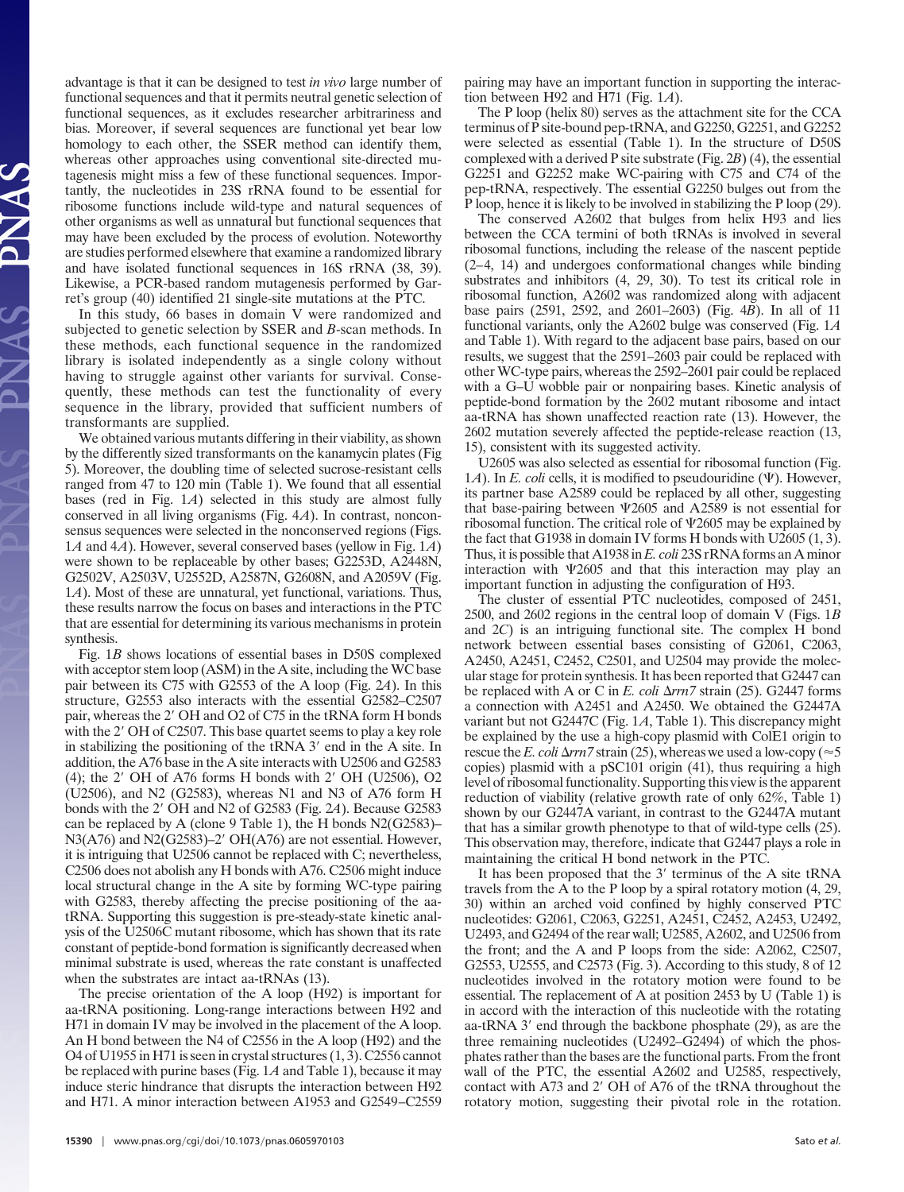advantage is that it can be designed to test *in vivo* large number of functional sequences and that it permits neutral genetic selection of functional sequences, as it excludes researcher arbitrariness and bias. Moreover, if several sequences are functional yet bear low homology to each other, the SSER method can identify them, whereas other approaches using conventional site-directed mutagenesis might miss a few of these functional sequences. Importantly, the nucleotides in 23S rRNA found to be essential for ribosome functions include wild-type and natural sequences of other organisms as well as unnatural but functional sequences that may have been excluded by the process of evolution. Noteworthy are studies performed elsewhere that examine a randomized library and have isolated functional sequences in 16S rRNA (38, 39). Likewise, a PCR-based random mutagenesis performed by Garret's group (40) identified 21 single-site mutations at the PTC.

In this study, 66 bases in domain V were randomized and subjected to genetic selection by SSER and *B*-scan methods. In these methods, each functional sequence in the randomized library is isolated independently as a single colony without having to struggle against other variants for functionality. Consequently, these methods can test the functionality of every sequence in the library, provided that sufficient numbers of transformants are supplied.

We obtained various mutants differing in their viability, as shown by the differently sized transformants on the kanamycin plates (Fig 5). Moreover, the doubling time of selected sucrose-resistant cells ranged from 47 to 120 min (Table 1). We found that all essential bases (red in Fig. 1*A*) selected in this study are almost fully conserved in all living organisms (Fig. 4*A*). In contrast, nonconsensus sequences were selected in the nonconserved regions (Figs. 1*A* and 4*A*). However, several conserved bases (yellow in Fig. 1*A*) were shown to be replaceable by other bases; G2253D, A2448N, G2502V, A2503V, U2552D, A2587N, G2608N, and A2059V (Fig. 1*A*). Most of these are unnatural, yet functional, variations. Thus, these results narrow the focus on bases and interactions in the PTC that are essential for determining its various mechanisms in protein synthesis.

Fig. 1*B* shows locations of essential bases in D50S complexed with acceptor stem loop (ASM) in the A site, including the WC base pair between its C75 with G2553 of the A loop (Fig. 2*A*). In this structure, G2553 also interacts with the essential G2582–C2507 pair, whereas the 2′ OH and O2 of C75 in the tRNA form H bonds with the 2′ OH of C2507. This base quartet seems to play a key role in stabilizing the positioning of the tRNA 3′ end in the A site. In addition, the A76 base in the A site interacts with U2506 and G2583 (4); the 2′ OH of A76 forms H bonds with 2′ OH (U2506), O2 (U2506), and N2 (G2583), whereas N1 and N3 of A76 form H bonds with the 2′ OH and N2 of G2583 (Fig. 2*A*). Because G2583 can be replaced by A (clone 9 Table 1), the H bonds N2(G2583)–N3(A76) and N2(G2583)–2′ OH(A76) are not essential. However, it is intriguing that U2506 cannot be replaced with C; nevertheless, C2506 does not abolish any H bonds with A76. C2506 might induce local structural change in the A site by forming WC-type pairing with G2583, thereby affecting the precise positioning of the aa-tRNA. Supporting this suggestion is pre-steady-state kinetic analysis of the U2506C mutant ribosome, which has shown that its rate constant of peptide-bond formation is significantly decreased when minimal substrate is used, whereas the rate constant is unaffected when the substrates are intact aa-tRNAs (13).

The precise orientation of the A loop (H92) is important for aa-tRNA positioning. Long-range interactions between H92 and H71 in domain IV may be involved in the placement of the A loop. An H bond between the N4 of C2556 in the A loop (H92) and the O4 of U1955 in H71 is seen in crystal structures (1, 3). C2556 cannot be replaced with purine bases (Fig. 1*A* and Table 1), because it may induce steric hindrance that disrupts the interaction between H92 and H71. A minor interaction between A1953 and G2549–C2559 pairing may have an important function in supporting the interaction between H92 and H71 (Fig. 1*A*).

The P loop (helix 80) serves as the attachment site for the CCA terminus of P site-bound pep-tRNA, and G2250, G2251, and G2252 were selected as essential (Table 1). In the structure of D50S complexed with a derived P site substrate (Fig. 2*B*) (4), the essential G2251 and G2252 make WC-pairing with C75 and C74 of the pep-tRNA, respectively. The essential G2250 bulges out from the P loop, hence it is likely to be involved in stabilizing the P loop (29).

The conserved A2602 that bulges from helix H93 and lies between the CCA termini of both tRNAs is involved in several ribosomal functions, including the release of the nascent peptide (2–4, 14) and undergoes conformational changes while binding substrates and inhibitors (4, 29, 30). To test its critical role in ribosomal function, A2602 was randomized along with adjacent base pairs (2591, 2592, and 2601–2603) (Fig. 4*B*). In all of 11 functional variants, only the A2602 bulge was conserved (Fig. 1*A* and Table 1). With regard to the adjacent base pairs, based on our results, we suggest that the 2591–2603 pair could be replaced with other WC-type pairs, whereas the 2592–2601 pair could be replaced with a G–U wobble pair or nonpairing bases. Kinetic analysis of peptide-bond formation by the 2602 mutant ribosome and intact aa-tRNA has shown unaffected reaction rate (13). However, the 2602 mutation severely affected the peptide-release reaction (13, 15), consistent with its suggested activity.

U2605 was also selected as essential for ribosomal function (Fig. 1*A*). In *E. coli* cells, it is modified to pseudouridine (Ψ). However, its partner base A2589 could be replaced by all other, suggesting that base-pairing between Ψ2605 and A2589 is not essential for ribosomal function. The critical role of Ψ2605 may be explained by the fact that G1938 in domain IV forms H bonds with U2605 (1, 3). Thus, it is possible that A1938 in *E. coli* 23S rRNA forms an A minor interaction with Ψ2605 and that this interaction may play an important function in adjusting the configuration of H93.

The cluster of essential PTC nucleotides, composed of 2451, 2500, and 2602 regions in the central loop of domain V (Figs. 1*B* and 2*C*) is an intriguing functional site. The complex H bond network between essential bases consisting of G2061, C2063, A2450, A2451, C2452, C2501, and U2504 may provide the molecular stage for protein synthesis. It has been reported that G2447 can be replaced with A or C in *E. coli* Δ*rrn7* strain (25). G2447 forms a connection with A2451 and A2450. We obtained the G2447A variant but not G2447C (Fig. 1*A*, Table 1). This discrepancy might be explained by the use a high-copy plasmid with ColE1 origin to rescue the *E. coli* Δ*rrn7* strain (25), whereas we used a low-copy (≈5 copies) plasmid with a pSC101 origin (41), thus requiring a high level of ribosomal functionality. Supporting this view is the apparent reduction of viability (relative growth rate of only 62%, Table 1) shown by our G2447A variant, in contrast to the G2447A mutant that has a similar growth phenotype to that of wild-type cells (25). This observation may, therefore, indicate that G2447 plays a role in maintaining the critical H bond network in the PTC.

It has been proposed that the 3′ terminus of the A site tRNA travels from the A to the P loop by a spiral rotatory motion (4, 29, 30) within an arched void confined by highly conserved PTC nucleotides: G2061, C2063, G2251, A2451, C2452, A2453, U2492, U2493, and G2494 of the rear wall; U2585, A2602, and U2506 from the front; and the A and P loops from the side: A2062, C2507, G2553, U2555, and C2573 (Fig. 3). According to this study, 8 of 12 nucleotides involved in the rotatory motion were found to be essential. The replacement of A at position 2453 by U (Table 1) is in accord with the interaction of this nucleotide with the rotating aa-tRNA 3′ end through the backbone phosphate (29), as are the three remaining nucleotides (U2492–G2494) of which the phosphates rather than the bases are the functional parts. From the front wall of the PTC, the essential A2602 and U2585, respectively, contact with A73 and 2′ OH of A76 of the tRNA throughout the rotatory motion, suggesting their pivotal role in the rotation.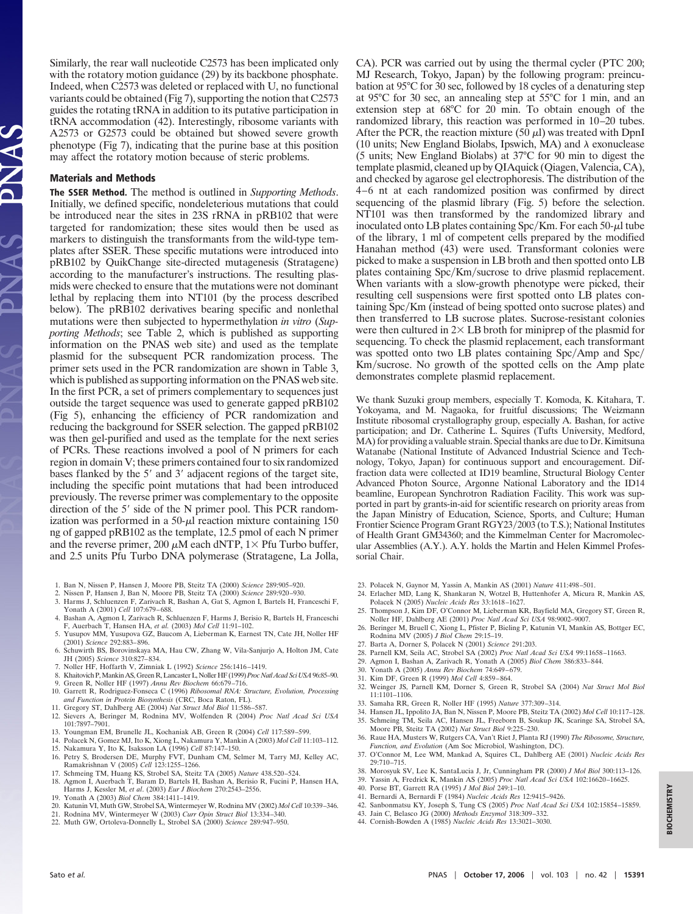Similarly, the rear wall nucleotide C2573 has been implicated only with the rotatory motion guidance (29) by its backbone phosphate. Indeed, when C2573 was deleted or replaced with U, no functional variants could be obtained (Fig 7), supporting the notion that C2573 guides the rotating tRNA in addition to its putative participation in tRNA accommodation (42). Interestingly, ribosome variants with A2573 or G2573 could be obtained but showed severe growth phenotype (Fig 7), indicating that the purine base at this position may affect the rotatory motion because of steric problems.

## Materials and Methods

**The SSER Method.** The method is outlined in *Supporting Methods*. Initially, we defined specific, nondeleterious mutations that could be introduced near the sites in 23S rRNA in pRB102 that were targeted for randomization; these sites would then be used as markers to distinguish the transformants from the wild-type templates after SSER. These specific mutations were introduced into pRB102 by QuikChange site-directed mutagenesis (Stratagene) according to the manufacturer's instructions. The resulting plasmids were checked to ensure that the mutations were not dominant lethal by replacing them into NT101 (by the process described below). The pRB102 derivatives bearing specific and nonlethal mutations were then subjected to hypermethylation *in vitro* (*Supporting Methods*; see Table 2, which is published as supporting information on the PNAS web site) and used as the template plasmid for the subsequent PCR randomization process. The primer sets used in the PCR randomization are shown in Table 3, which is published as supporting information on the PNAS web site. In the first PCR, a set of primers complementary to sequences just outside the target sequence was used to generate gapped pRB102 (Fig. 5), enhancing the efficiency of PCR randomization and reducing the background for SSER selection. The gapped pRB102 was then gel-purified and used as the template for the next series of PCRs. These reactions involved a pool of N primers for each region in domain V; these primers contained four to six randomized bases flanked by the 5′ and 3′ adjacent regions of the target site, including the specific point mutations that had been introduced previously. The reverse primer was complementary to the opposite direction of the 5′ side of the N primer pool. This PCR randomization was performed in a 50-μl reaction mixture containing 150 ng of gapped pRB102 as the template, 12.5 pmol of each N primer and the reverse primer, 200 μM each dNTP, 1× Pfu Turbo buffer, and 2.5 units Pfu Turbo DNA polymerase (Stratagene, La Jolla, CA). PCR was carried out by using the thermal cycler (PTC 200; MJ Research, Tokyo, Japan) by the following program: preincubation at 95°C for 30 sec, followed by 18 cycles of a denaturing step at 95°C for 30 sec, an annealing step at 55°C for 1 min, and an extension step at 68°C for 20 min. To obtain enough of the randomized library, this reaction was performed in 10–20 tubes. After the PCR, the reaction mixture (50 μl) was treated with DpnI (10 units; New England Biolabs, Ipswich, MA) and λ exonuclease (5 units; New England Biolabs) at 37°C for 90 min to digest the template plasmid, cleaned up by QIAquick (Qiagen, Valencia, CA), and checked by agarose gel electrophoresis. The distribution of the 4–6 nt at each randomized position was confirmed by direct sequencing of the plasmid library (Fig. 5) before the selection. NT101 was then transformed by the randomized library and inoculated onto LB plates containing Spc/Km. For each 50-μl tube of the library, 1 ml of competent cells prepared by the modified Hanahan method (43) were used. Transformant colonies were picked to make a suspension in LB broth and then spotted onto LB plates containing Spc/Km/sucrose to drive plasmid replacement. When variants with a slow-growth phenotype were picked, their resulting cell suspensions were first spotted onto LB plates containing Spc/Km (instead of being spotted onto sucrose plates) and then transferred to LB sucrose plates. Sucrose-resistant colonies were then cultured in 2× LB broth for miniprep of the plasmid for sequencing. To check the plasmid replacement, each transformant was spotted onto two LB plates containing Spc/Amp and Spc/Km/sucrose. No growth of the spotted cells on the Amp plate demonstrates complete plasmid replacement.

We thank Suzuki group members, especially T. Komoda, K. Kitahara, T. Yokoyama, and M. Nagaoka, for fruitful discussions; The Weizmann Institute ribosomal crystallography group, especially A. Bashan, for active participation; and Dr. Catherine L. Squires (Tufts University, Medford, MA) for providing a valuable strain. Special thanks are due to Dr. Kimitsuna Watanabe (National Institute of Advanced Industrial Science and Technology, Tokyo, Japan) for continuous support and encouragement. Diffraction data were collected at ID19 beamline, Structural Biology Center Advanced Photon Source, Argonne National Laboratory and the ID14 beamline, European Synchrotron Radiation Facility. This work was supported in part by grants-in-aid for scientific research on priority areas from the Japan Ministry of Education, Science, Sports, and Culture; Human Frontier Science Program Grant RGY23/2003 (to T.S.); National Institutes of Health Grant GM34360; and the Kimmelman Center for Macromolecular Assemblies (A.Y.). A.Y. holds the Martin and Helen Kimmel Professorial Chair.

1. Ban N, Nissen P, Hansen J, Moore PB, Steitz TA (2000) *Science* 289:905–920.
2. Nissen P, Hansen J, Ban N, Moore PB, Steitz TA (2000) *Science* 289:920–930.
3. Harms J, Schluenzen F, Zarivach R, Bashan A, Gat S, Agmon I, Bartels H, Franceschi F, Yonath A (2001) *Cell* 107:679–688.
4. Bashan A, Agmon I, Zarivach R, Schluenzen F, Harms J, Berisio R, Bartels H, Franceschi F, Auerbach T, Hansen HA, *et al.* (2003) *Mol Cell* 11:91–102.
5. Yusupov MM, Yusupova GZ, Baucom A, Lieberman K, Earnest TN, Cate JH, Noller HF (2001) *Science* 292:883–896.
6. Schuwirth BS, Borovinskaya MA, Hau CW, Zhang W, Vila-Sanjurjo A, Holton JM, Cate JH (2005) *Science* 310:827–834.
7. Noller HF, Hoffarth V, Zimniak L (1992) *Science* 256:1416–1419.
8. Khaitovich P, Mankin AS, Green R, Lancaster L, Noller HF (1999) *Proc Natl Acad Sci USA* 96:85–90.
9. Green R, Noller HF (1997) *Annu Rev Biochem* 66:679–716.
10. Garrett R, Rodriguez-Fonseca C (1996) *Ribosomal RNA: Structure, Evolution, Processing and Function in Protein Biosynthesis* (CRC, Boca Raton, FL).
11. Gregory ST, Dahlberg AE (2004) *Nat Struct Mol Biol* 11:586–587.
12. Sievers A, Beringer M, Rodnina MV, Wolfenden R (2004) *Proc Natl Acad Sci USA* 101:7897–7901.
13. Youngman EM, Brunelle JL, Kochaniak AB, Green R (2004) *Cell* 117:589–599.
14. Polacek N, Gomez MJ, Ito K, Xiong L, Nakamura Y, Mankin A (2003) *Mol Cell* 11:103–112.
15. Nakamura Y, Ito K, Isaksson LA (1996) *Cell* 87:147–150.
16. Petry S, Brodersen DE, Murphy FVT, Dunham CM, Selmer M, Tarry MJ, Kelley AC, Ramakrishnan V (2005) *Cell* 123:1255–1266.
17. Schmeing TM, Huang KS, Strobel SA, Steitz TA (2005) *Nature* 438.520–524.
18. Agmon I, Auerbach T, Baram D, Bartels H, Bashan A, Berisio R, Fucini P, Hansen HA, Harms J, Kessler M, *et al.* (2003) *Eur J Biochem* 270:2543–2556.
19. Yonath A (2003) *Biol Chem* 384:1411–1419.
20. Katunin VI, Muth GW, Strobel SA, Wintermeyer W, Rodnina MV (2002) *Mol Cell* 10:339–346.
21. Rodnina MV, Wintermeyer W (2003) *Curr Opin Struct Biol* 13:334–340.
22. Muth GW, Ortoleva-Donnelly L, Strobel SA (2000) *Science* 289:947–950.
23. Polacek N, Gaynor M, Yassin A, Mankin AS (2001) *Nature* 411:498–501.
24. Erlacher MD, Lang K, Shankaran N, Wotzel B, Huttenhofer A, Micura R, Mankin AS, Polacek N (2005) *Nucleic Acids Res* 33:1618–1627.
25. Thompson J, Kim DF, O'Connor M, Lieberman KR, Bayfield MA, Gregory ST, Green R, Noller HF, Dahlberg AE (2001) *Proc Natl Acad Sci USA* 98:9002–9007.
26. Beringer M, Bruell C, Xiong L, Pfister P, Bieling P, Katunin VI, Mankin AS, Bottger EC, Rodnina MV (2005) *J Biol Chem* 29:15–19.
27. Barta A, Dorner S, Polacek N (2001) *Science* 291:203.
28. Parnell KM, Seila AC, Strobel SA (2002) *Proc Natl Acad Sci USA* 99:11658–11663.
29. Agmon I, Bashan A, Zarivach R, Yonath A (2005) *Biol Chem* 386:833–844.
30. Yonath A (2005) *Annu Rev Biochem* 74:649–679.
31. Kim DF, Green R (1999) *Mol Cell* 4:859–864.
32. Weinger JS, Parnell KM, Dorner S, Green R, Strobel SA (2004) *Nat Struct Mol Biol* 11:1101–1106.
33. Samaha RR, Green R, Noller HF (1995) *Nature* 377:309–314.
34. Hansen JL, Ippolito JA, Ban N, Nissen P, Moore PB, Steitz TA (2002) *Mol Cell* 10:117–128.
35. Schmeing TM, Seila AC, Hansen JL, Freeborn B, Soukup JK, Scaringe SA, Strobel SA, Moore PB, Steitz TA (2002) *Nat Struct Biol* 9:225–230.
36. Raue HA, Musters W, Rutgers CA, Van't Riet J, Planta RJ (1990) *The Ribosome, Structure, Function, and Evolution* (Am Soc Microbiol, Washington, DC).
37. O'Connor M, Lee WM, Mankad A, Squires CL, Dahlberg AE (2001) *Nucleic Acids Res* 29:710–715.
38. Morosyuk SV, Lee K, SantaLucia J, Jr, Cunningham PR (2000) *J Mol Biol* 300:113–126.
39. Yassin A, Fredrick K, Mankin AS (2005) *Proc Natl Acad Sci USA* 102:16620–16625.
40. Porse BT, Garrett RA (1995) *J Mol Biol* 249:1–10.
41. Bernardi A, Bernardi F (1984) *Nucleic Acids Res* 12:9415–9426.
42. Sanbonmatsu KY, Joseph S, Tung CS (2005) *Proc Natl Acad Sci USA* 102:15854–15859.
43. Jain C, Belasco JG (2000) *Methods Enzymol* 318:309–332.
44. Cornish-Bowden A (1985) *Nucleic Acids Res* 13:3021–3030.